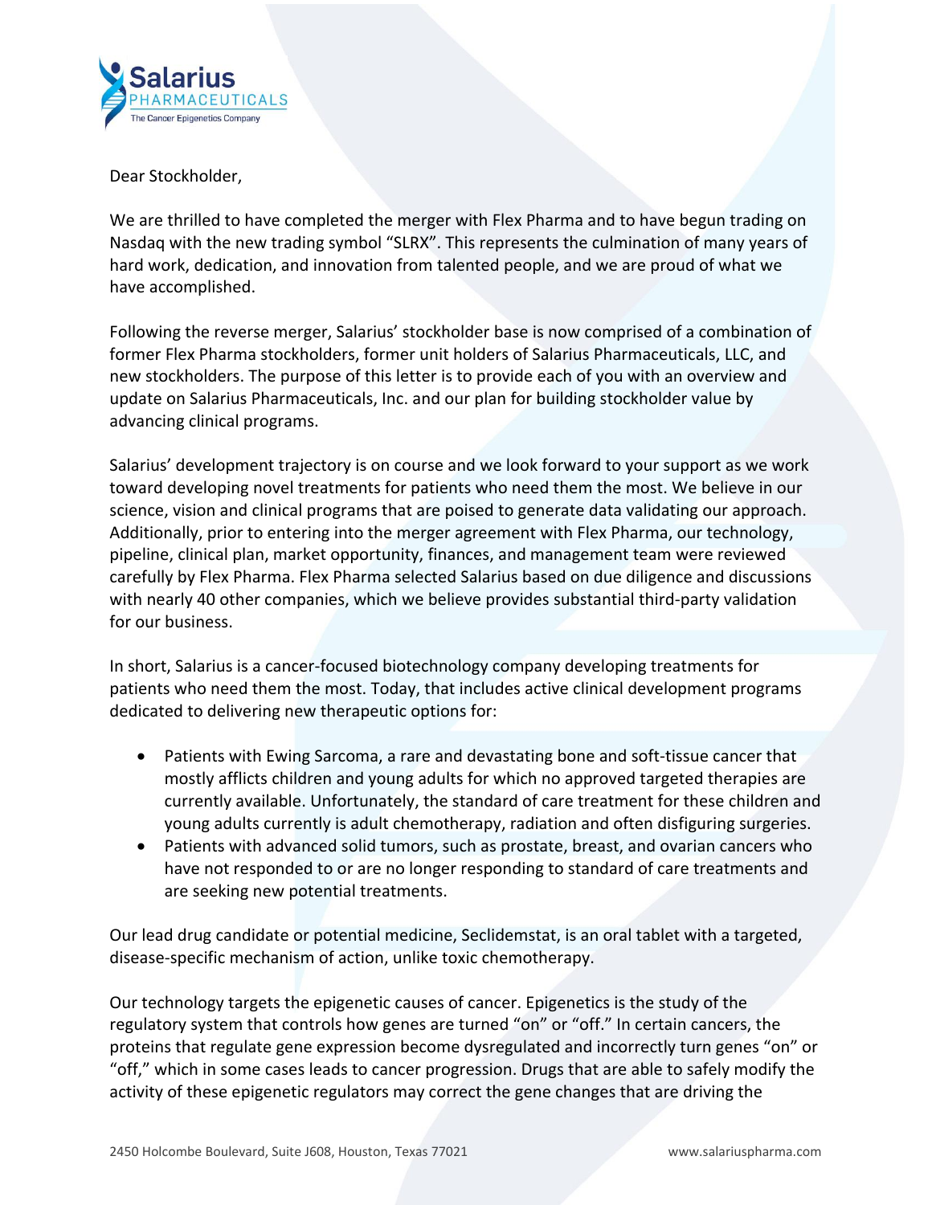Salarius PHARMACEUTICALS
The Cancer Epigenetics Company

Dear Stockholder,

We are thrilled to have completed the merger with Flex Pharma and to have begun trading on Nasdaq with the new trading symbol "SLRX". This represents the culmination of many years of hard work, dedication, and innovation from talented people, and we are proud of what we have accomplished.

Following the reverse merger, Salarius' stockholder base is now comprised of a combination of former Flex Pharma stockholders, former unit holders of Salarius Pharmaceuticals, LLC, and new stockholders. The purpose of this letter is to provide each of you with an overview and update on Salarius Pharmaceuticals, Inc. and our plan for building stockholder value by advancing clinical programs.

Salarius' development trajectory is on course and we look forward to your support as we work toward developing novel treatments for patients who need them the most. We believe in our science, vision and clinical programs that are poised to generate data validating our approach. Additionally, prior to entering into the merger agreement with Flex Pharma, our technology, pipeline, clinical plan, market opportunity, finances, and management team were reviewed carefully by Flex Pharma. Flex Pharma selected Salarius based on due diligence and discussions with nearly 40 other companies, which we believe provides substantial third-party validation for our business.

In short, Salarius is a cancer-focused biotechnology company developing treatments for patients who need them the most. Today, that includes active clinical development programs dedicated to delivering new therapeutic options for:

- Patients with Ewing Sarcoma, a rare and devastating bone and soft-tissue cancer that mostly afflicts children and young adults for which no approved targeted therapies are currently available. Unfortunately, the standard of care treatment for these children and young adults currently is adult chemotherapy, radiation and often disfiguring surgeries.
- Patients with advanced solid tumors, such as prostate, breast, and ovarian cancers who have not responded to or are no longer responding to standard of care treatments and are seeking new potential treatments.

Our lead drug candidate or potential medicine, Seclidemstat, is an oral tablet with a targeted, disease-specific mechanism of action, unlike toxic chemotherapy.

Our technology targets the epigenetic causes of cancer. Epigenetics is the study of the regulatory system that controls how genes are turned "on" or "off." In certain cancers, the proteins that regulate gene expression become dysregulated and incorrectly turn genes "on" or "off," which in some cases leads to cancer progression. Drugs that are able to safely modify the activity of these epigenetic regulators may correct the gene changes that are driving the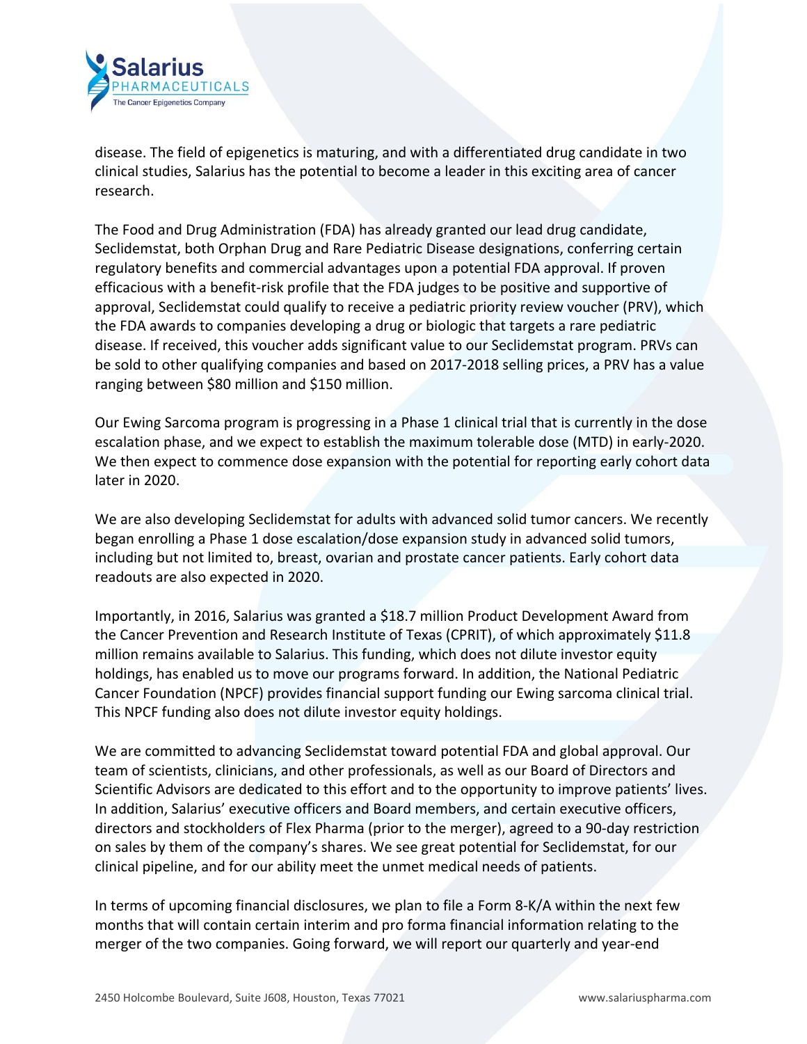disease. The field of epigenetics is maturing, and with a differentiated drug candidate in two clinical studies, Salarius has the potential to become a leader in this exciting area of cancer research.

The Food and Drug Administration (FDA) has already granted our lead drug candidate, Seclidemstat, both Orphan Drug and Rare Pediatric Disease designations, conferring certain regulatory benefits and commercial advantages upon a potential FDA approval. If proven efficacious with a benefit-risk profile that the FDA judges to be positive and supportive of approval, Seclidemstat could qualify to receive a pediatric priority review voucher (PRV), which the FDA awards to companies developing a drug or biologic that targets a rare pediatric disease. If received, this voucher adds significant value to our Seclidemstat program. PRVs can be sold to other qualifying companies and based on 2017-2018 selling prices, a PRV has a value ranging between \$80 million and \$150 million.

Our Ewing Sarcoma program is progressing in a Phase 1 clinical trial that is currently in the dose escalation phase, and we expect to establish the maximum tolerable dose (MTD) in early-2020. We then expect to commence dose expansion with the potential for reporting early cohort data later in 2020.

We are also developing Seclidemstat for adults with advanced solid tumor cancers. We recently began enrolling a Phase 1 dose escalation/dose expansion study in advanced solid tumors, including but not limited to, breast, ovarian and prostate cancer patients. Early cohort data readouts are also expected in 2020.

Importantly, in 2016, Salarius was granted a \$18.7 million Product Development Award from the Cancer Prevention and Research Institute of Texas (CPRIT), of which approximately \$11.8 million remains available to Salarius. This funding, which does not dilute investor equity holdings, has enabled us to move our programs forward. In addition, the National Pediatric Cancer Foundation (NPCF) provides financial support funding our Ewing sarcoma clinical trial. This NPCF funding also does not dilute investor equity holdings.

We are committed to advancing Seclidemstat toward potential FDA and global approval. Our team of scientists, clinicians, and other professionals, as well as our Board of Directors and Scientific Advisors are dedicated to this effort and to the opportunity to improve patients' lives. In addition, Salarius' executive officers and Board members, and certain executive officers, directors and stockholders of Flex Pharma (prior to the merger), agreed to a 90-day restriction on sales by them of the company's shares. We see great potential for Seclidemstat, for our clinical pipeline, and for our ability meet the unmet medical needs of patients.

In terms of upcoming financial disclosures, we plan to file a Form 8-K/A within the next few months that will contain certain interim and pro forma financial information relating to the merger of the two companies. Going forward, we will report our quarterly and year-end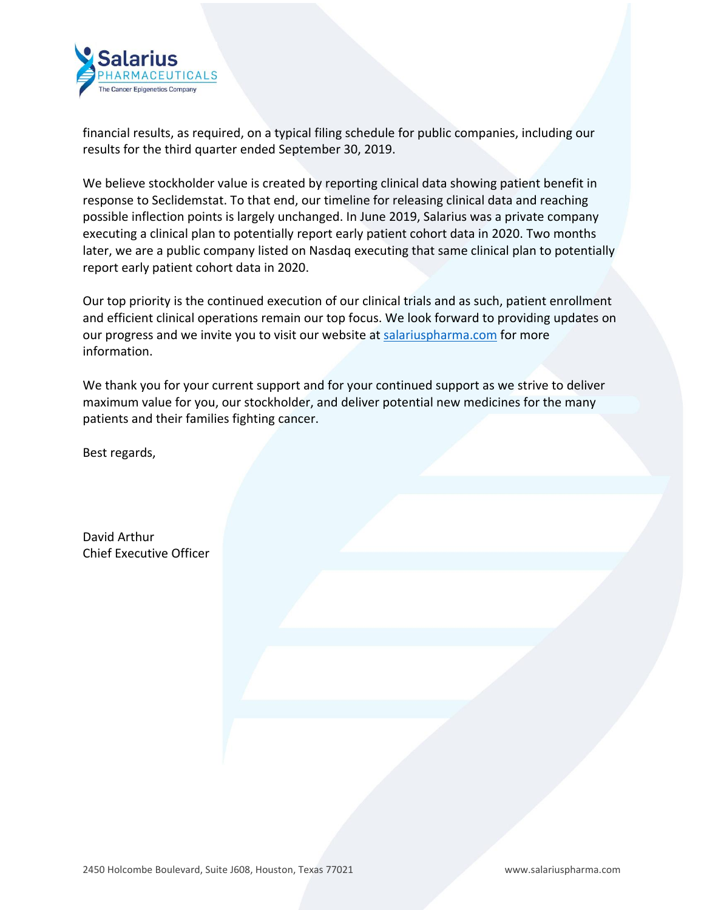financial results, as required, on a typical filing schedule for public companies, including our results for the third quarter ended September 30, 2019.

We believe stockholder value is created by reporting clinical data showing patient benefit in response to Seclidemstat. To that end, our timeline for releasing clinical data and reaching possible inflection points is largely unchanged. In June 2019, Salarius was a private company executing a clinical plan to potentially report early patient cohort data in 2020. Two months later, we are a public company listed on Nasdaq executing that same clinical plan to potentially report early patient cohort data in 2020.

Our top priority is the continued execution of our clinical trials and as such, patient enrollment and efficient clinical operations remain our top focus. We look forward to providing updates on our progress and we invite you to visit our website at [salariuspharma.com](http://salariuspharma.com) for more information.

We thank you for your current support and for your continued support as we strive to deliver maximum value for you, our stockholder, and deliver potential new medicines for the many patients and their families fighting cancer.

Best regards,

David Arthur
Chief Executive Officer